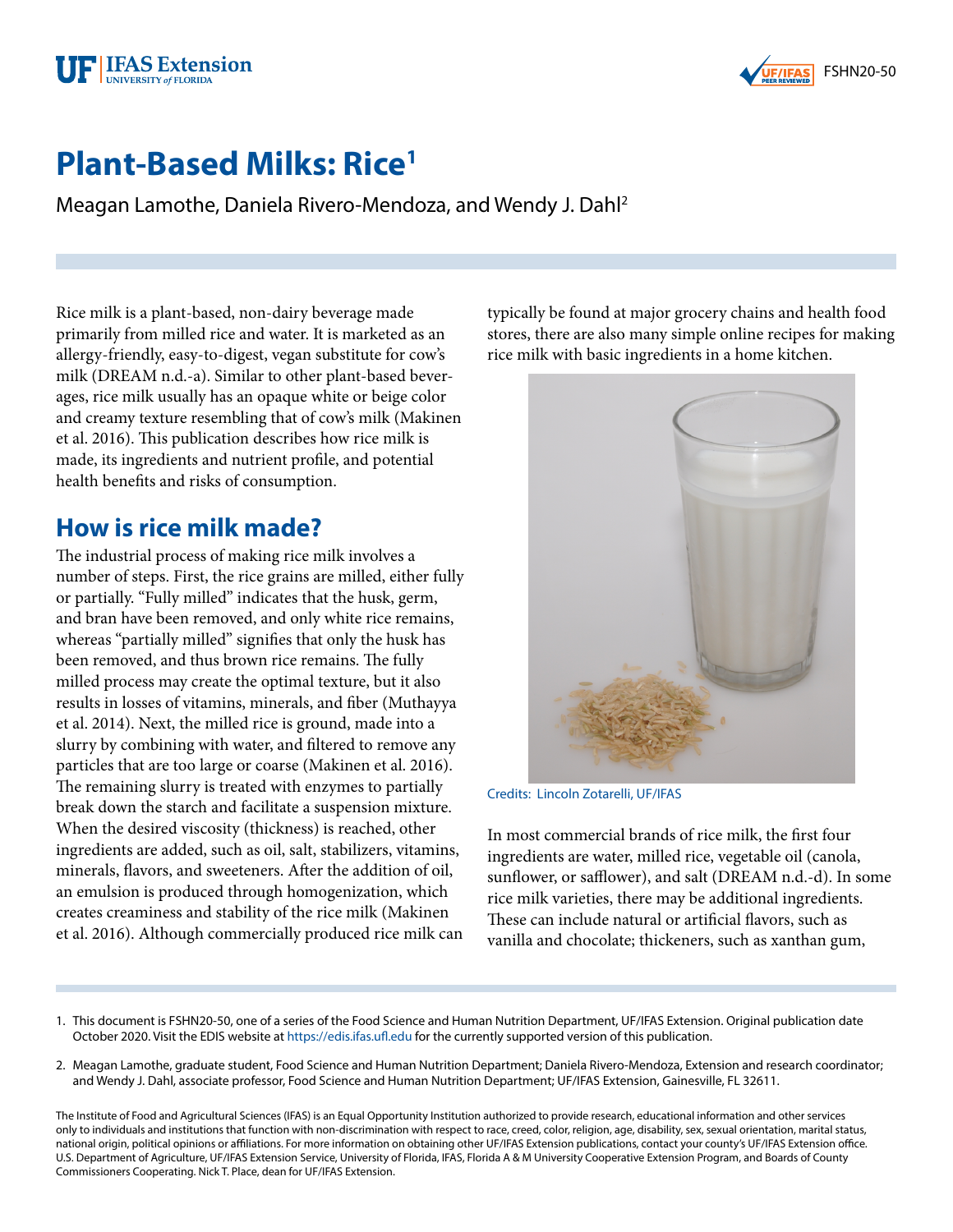# Plant-Based Milks: Rice[1]

Meagan Lamothe, Daniela Rivero-Mendoza, and Wendy J. Dahl[2]

Rice milk is a plant-based, non-dairy beverage made primarily from milled rice and water. It is marketed as an allergy-friendly, easy-to-digest, vegan substitute for cow's milk (DREAM n.d.-a). Similar to other plant-based beverages, rice milk usually has an opaque white or beige color and creamy texture resembling that of cow's milk (Makinen et al. 2016). This publication describes how rice milk is made, its ingredients and nutrient profile, and potential health benefits and risks of consumption.

## How is rice milk made?

The industrial process of making rice milk involves a number of steps. First, the rice grains are milled, either fully or partially. "Fully milled" indicates that the husk, germ, and bran have been removed, and only white rice remains, whereas "partially milled" signifies that only the husk has been removed, and thus brown rice remains. The fully milled process may create the optimal texture, but it also results in losses of vitamins, minerals, and fiber (Muthayya et al. 2014). Next, the milled rice is ground, made into a slurry by combining with water, and filtered to remove any particles that are too large or coarse (Makinen et al. 2016). The remaining slurry is treated with enzymes to partially break down the starch and facilitate a suspension mixture. When the desired viscosity (thickness) is reached, other ingredients are added, such as oil, salt, stabilizers, vitamins, minerals, flavors, and sweeteners. After the addition of oil, an emulsion is produced through homogenization, which creates creaminess and stability of the rice milk (Makinen et al. 2016). Although commercially produced rice milk can typically be found at major grocery chains and health food stores, there are also many simple online recipes for making rice milk with basic ingredients in a home kitchen.

Credits: Lincoln Zotarelli, UF/IFAS

In most commercial brands of rice milk, the first four ingredients are water, milled rice, vegetable oil (canola, sunflower, or safflower), and salt (DREAM n.d.-d). In some rice milk varieties, there may be additional ingredients. These can include natural or artificial flavors, such as vanilla and chocolate; thickeners, such as xanthan gum,

1. This document is FSHN20-50, one of a series of the Food Science and Human Nutrition Department, UF/IFAS Extension. Original publication date October 2020. Visit the EDIS website at https://edis.ifas.ufl.edu for the currently supported version of this publication.

2. Meagan Lamothe, graduate student, Food Science and Human Nutrition Department; Daniela Rivero-Mendoza, Extension and research coordinator; and Wendy J. Dahl, associate professor, Food Science and Human Nutrition Department; UF/IFAS Extension, Gainesville, FL 32611.

The Institute of Food and Agricultural Sciences (IFAS) is an Equal Opportunity Institution authorized to provide research, educational information and other services only to individuals and institutions that function with non-discrimination with respect to race, creed, color, religion, age, disability, sex, sexual orientation, marital status, national origin, political opinions or affiliations. For more information on obtaining other UF/IFAS Extension publications, contact your county's UF/IFAS Extension office. U.S. Department of Agriculture, UF/IFAS Extension Service, University of Florida, IFAS, Florida A & M University Cooperative Extension Program, and Boards of County Commissioners Cooperating. Nick T. Place, dean for UF/IFAS Extension.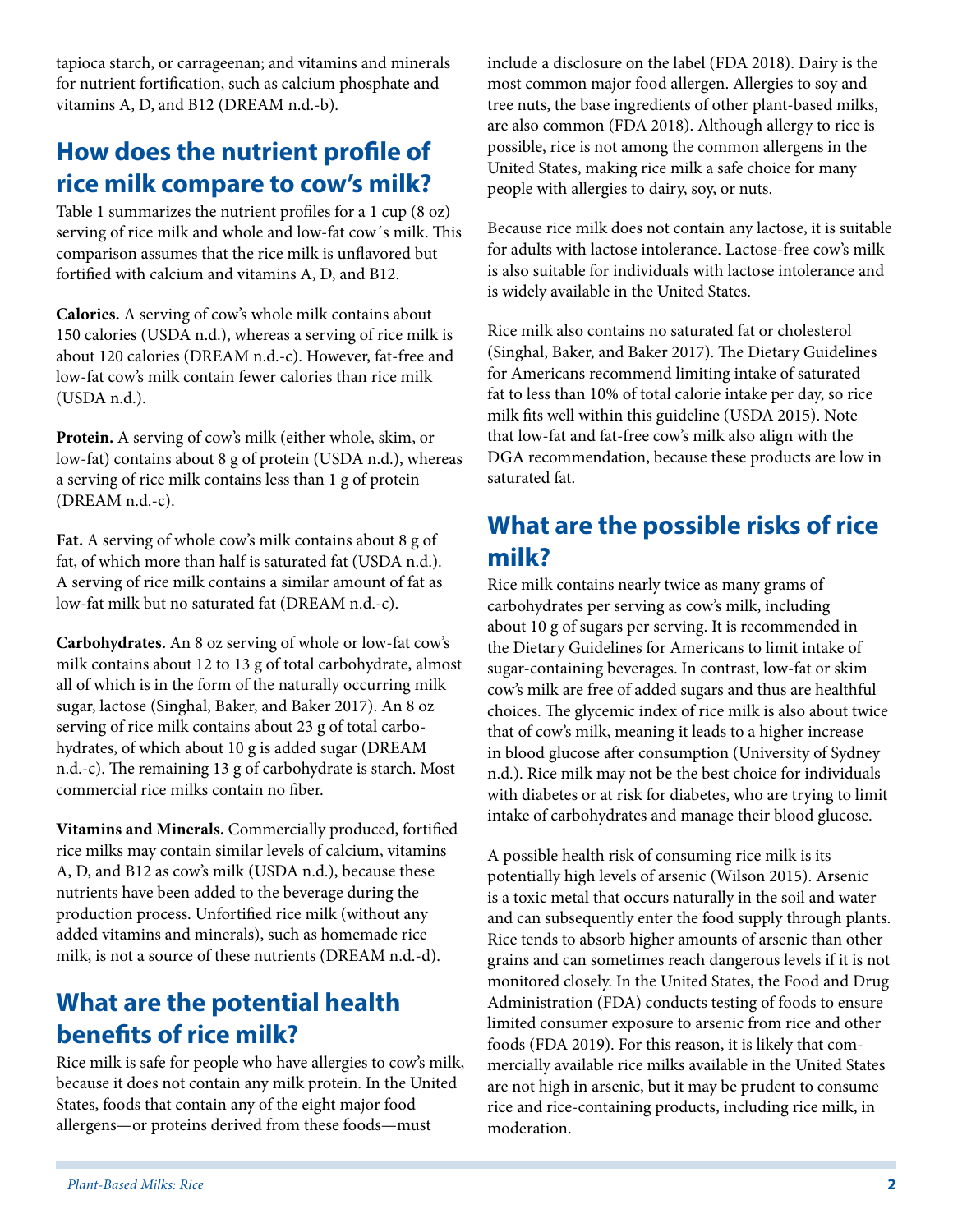tapioca starch, or carrageenan; and vitamins and minerals for nutrient fortification, such as calcium phosphate and vitamins A, D, and B12 (DREAM n.d.-b).

## How does the nutrient profile of rice milk compare to cow's milk?

Table 1 summarizes the nutrient profiles for a 1 cup (8 oz) serving of rice milk and whole and low-fat cow´s milk. This comparison assumes that the rice milk is unflavored but fortified with calcium and vitamins A, D, and B12.

**Calories.** A serving of cow's whole milk contains about 150 calories (USDA n.d.), whereas a serving of rice milk is about 120 calories (DREAM n.d.-c). However, fat-free and low-fat cow's milk contain fewer calories than rice milk (USDA n.d.).

**Protein.** A serving of cow's milk (either whole, skim, or low-fat) contains about 8 g of protein (USDA n.d.), whereas a serving of rice milk contains less than 1 g of protein (DREAM n.d.-c).

**Fat.** A serving of whole cow's milk contains about 8 g of fat, of which more than half is saturated fat (USDA n.d.). A serving of rice milk contains a similar amount of fat as low-fat milk but no saturated fat (DREAM n.d.-c).

**Carbohydrates.** An 8 oz serving of whole or low-fat cow's milk contains about 12 to 13 g of total carbohydrate, almost all of which is in the form of the naturally occurring milk sugar, lactose (Singhal, Baker, and Baker 2017). An 8 oz serving of rice milk contains about 23 g of total carbohydrates, of which about 10 g is added sugar (DREAM n.d.-c). The remaining 13 g of carbohydrate is starch. Most commercial rice milks contain no fiber.

**Vitamins and Minerals.** Commercially produced, fortified rice milks may contain similar levels of calcium, vitamins A, D, and B12 as cow's milk (USDA n.d.), because these nutrients have been added to the beverage during the production process. Unfortified rice milk (without any added vitamins and minerals), such as homemade rice milk, is not a source of these nutrients (DREAM n.d.-d).

## What are the potential health benefits of rice milk?

Rice milk is safe for people who have allergies to cow's milk, because it does not contain any milk protein. In the United States, foods that contain any of the eight major food allergens—or proteins derived from these foods—must include a disclosure on the label (FDA 2018). Dairy is the most common major food allergen. Allergies to soy and tree nuts, the base ingredients of other plant-based milks, are also common (FDA 2018). Although allergy to rice is possible, rice is not among the common allergens in the United States, making rice milk a safe choice for many people with allergies to dairy, soy, or nuts.

Because rice milk does not contain any lactose, it is suitable for adults with lactose intolerance. Lactose-free cow's milk is also suitable for individuals with lactose intolerance and is widely available in the United States.

Rice milk also contains no saturated fat or cholesterol (Singhal, Baker, and Baker 2017). The Dietary Guidelines for Americans recommend limiting intake of saturated fat to less than 10% of total calorie intake per day, so rice milk fits well within this guideline (USDA 2015). Note that low-fat and fat-free cow's milk also align with the DGA recommendation, because these products are low in saturated fat.

## What are the possible risks of rice milk?

Rice milk contains nearly twice as many grams of carbohydrates per serving as cow's milk, including about 10 g of sugars per serving. It is recommended in the Dietary Guidelines for Americans to limit intake of sugar-containing beverages. In contrast, low-fat or skim cow's milk are free of added sugars and thus are healthful choices. The glycemic index of rice milk is also about twice that of cow's milk, meaning it leads to a higher increase in blood glucose after consumption (University of Sydney n.d.). Rice milk may not be the best choice for individuals with diabetes or at risk for diabetes, who are trying to limit intake of carbohydrates and manage their blood glucose.

A possible health risk of consuming rice milk is its potentially high levels of arsenic (Wilson 2015). Arsenic is a toxic metal that occurs naturally in the soil and water and can subsequently enter the food supply through plants. Rice tends to absorb higher amounts of arsenic than other grains and can sometimes reach dangerous levels if it is not monitored closely. In the United States, the Food and Drug Administration (FDA) conducts testing of foods to ensure limited consumer exposure to arsenic from rice and other foods (FDA 2019). For this reason, it is likely that commercially available rice milks available in the United States are not high in arsenic, but it may be prudent to consume rice and rice-containing products, including rice milk, in moderation.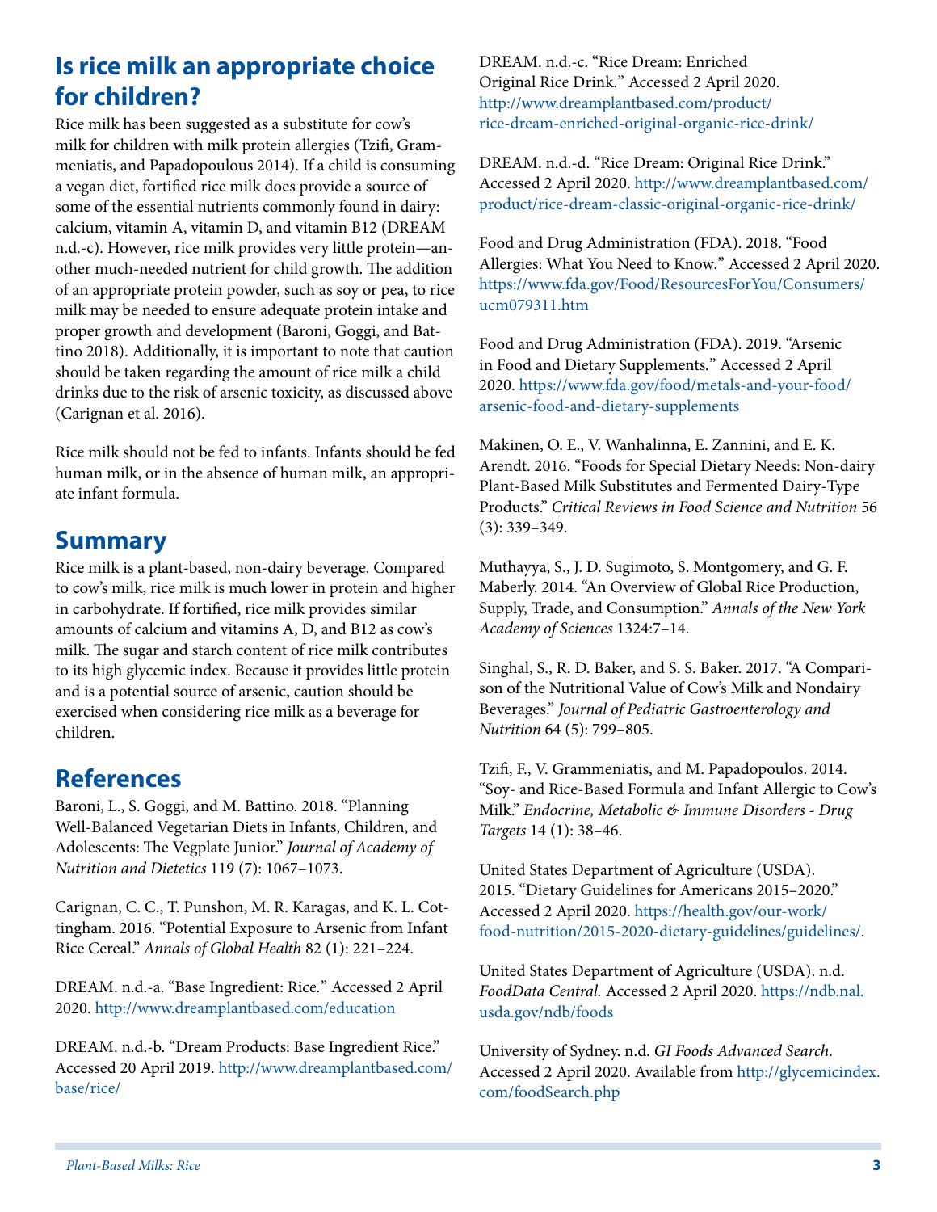## Is rice milk an appropriate choice for children?

Rice milk has been suggested as a substitute for cow's milk for children with milk protein allergies (Tzifi, Grammeniatis, and Papadopoulous 2014). If a child is consuming a vegan diet, fortified rice milk does provide a source of some of the essential nutrients commonly found in dairy: calcium, vitamin A, vitamin D, and vitamin B12 (DREAM n.d.-c). However, rice milk provides very little protein—another much-needed nutrient for child growth. The addition of an appropriate protein powder, such as soy or pea, to rice milk may be needed to ensure adequate protein intake and proper growth and development (Baroni, Goggi, and Battino 2018). Additionally, it is important to note that caution should be taken regarding the amount of rice milk a child drinks due to the risk of arsenic toxicity, as discussed above (Carignan et al. 2016).

Rice milk should not be fed to infants. Infants should be fed human milk, or in the absence of human milk, an appropriate infant formula.

## Summary

Rice milk is a plant-based, non-dairy beverage. Compared to cow's milk, rice milk is much lower in protein and higher in carbohydrate. If fortified, rice milk provides similar amounts of calcium and vitamins A, D, and B12 as cow's milk. The sugar and starch content of rice milk contributes to its high glycemic index. Because it provides little protein and is a potential source of arsenic, caution should be exercised when considering rice milk as a beverage for children.

## References

Baroni, L., S. Goggi, and M. Battino. 2018. "Planning Well-Balanced Vegetarian Diets in Infants, Children, and Adolescents: The Vegplate Junior." *Journal of Academy of Nutrition and Dietetics* 119 (7): 1067–1073.

Carignan, C. C., T. Punshon, M. R. Karagas, and K. L. Cottingham. 2016. "Potential Exposure to Arsenic from Infant Rice Cereal." *Annals of Global Health* 82 (1): 221–224.

DREAM. n.d.-a. "Base Ingredient: Rice." Accessed 2 April 2020. http://www.dreamplantbased.com/education

DREAM. n.d.-b. "Dream Products: Base Ingredient Rice." Accessed 20 April 2019. http://www.dreamplantbased.com/base/rice/

DREAM. n.d.-c. "Rice Dream: Enriched Original Rice Drink." Accessed 2 April 2020. http://www.dreamplantbased.com/product/rice-dream-enriched-original-organic-rice-drink/

DREAM. n.d.-d. "Rice Dream: Original Rice Drink." Accessed 2 April 2020. http://www.dreamplantbased.com/product/rice-dream-classic-original-organic-rice-drink/

Food and Drug Administration (FDA). 2018. "Food Allergies: What You Need to Know." Accessed 2 April 2020. https://www.fda.gov/Food/ResourcesForYou/Consumers/ucm079311.htm

Food and Drug Administration (FDA). 2019. "Arsenic in Food and Dietary Supplements." Accessed 2 April 2020. https://www.fda.gov/food/metals-and-your-food/arsenic-food-and-dietary-supplements

Makinen, O. E., V. Wanhalinna, E. Zannini, and E. K. Arendt. 2016. "Foods for Special Dietary Needs: Non-dairy Plant-Based Milk Substitutes and Fermented Dairy-Type Products." *Critical Reviews in Food Science and Nutrition* 56 (3): 339–349.

Muthayya, S., J. D. Sugimoto, S. Montgomery, and G. F. Maberly. 2014. "An Overview of Global Rice Production, Supply, Trade, and Consumption." *Annals of the New York Academy of Sciences* 1324:7–14.

Singhal, S., R. D. Baker, and S. S. Baker. 2017. "A Comparison of the Nutritional Value of Cow's Milk and Nondairy Beverages." *Journal of Pediatric Gastroenterology and Nutrition* 64 (5): 799–805.

Tzifi, F., V. Grammeniatis, and M. Papadopoulos. 2014. "Soy- and Rice-Based Formula and Infant Allergic to Cow's Milk." *Endocrine, Metabolic & Immune Disorders - Drug Targets* 14 (1): 38–46.

United States Department of Agriculture (USDA). 2015. "Dietary Guidelines for Americans 2015–2020." Accessed 2 April 2020. https://health.gov/our-work/food-nutrition/2015-2020-dietary-guidelines/guidelines/.

United States Department of Agriculture (USDA). n.d. *FoodData Central.* Accessed 2 April 2020. https://ndb.nal.usda.gov/ndb/foods

University of Sydney. n.d. *GI Foods Advanced Search*. Accessed 2 April 2020. Available from http://glycemicindex.com/foodSearch.php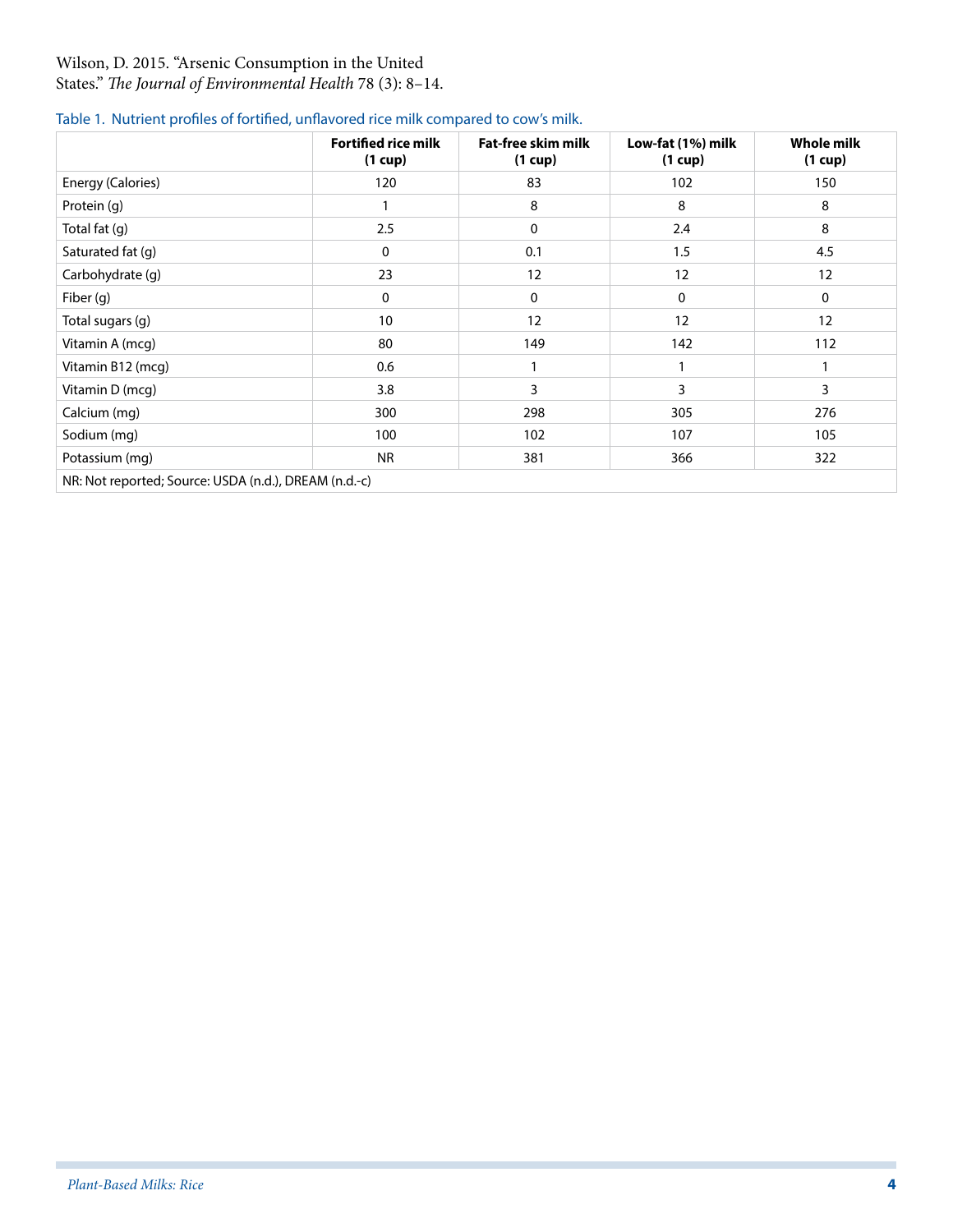Wilson, D. 2015. "Arsenic Consumption in the United States." *The Journal of Environmental Health* 78 (3): 8–14.

Table 1. Nutrient profiles of fortified, unflavored rice milk compared to cow's milk.

| | Fortified rice milk (1 cup) | Fat-free skim milk (1 cup) | Low-fat (1%) milk (1 cup) | Whole milk (1 cup) |
|---|---|---|---|---|
| Energy (Calories) | 120 | 83 | 102 | 150 |
| Protein (g) | 1 | 8 | 8 | 8 |
| Total fat (g) | 2.5 | 0 | 2.4 | 8 |
| Saturated fat (g) | 0 | 0.1 | 1.5 | 4.5 |
| Carbohydrate (g) | 23 | 12 | 12 | 12 |
| Fiber (g) | 0 | 0 | 0 | 0 |
| Total sugars (g) | 10 | 12 | 12 | 12 |
| Vitamin A (mcg) | 80 | 149 | 142 | 112 |
| Vitamin B12 (mcg) | 0.6 | 1 | 1 | 1 |
| Vitamin D (mcg) | 3.8 | 3 | 3 | 3 |
| Calcium (mg) | 300 | 298 | 305 | 276 |
| Sodium (mg) | 100 | 102 | 107 | 105 |
| Potassium (mg) | NR | 381 | 366 | 322 |

NR: Not reported; Source: USDA (n.d.), DREAM (n.d.-c)